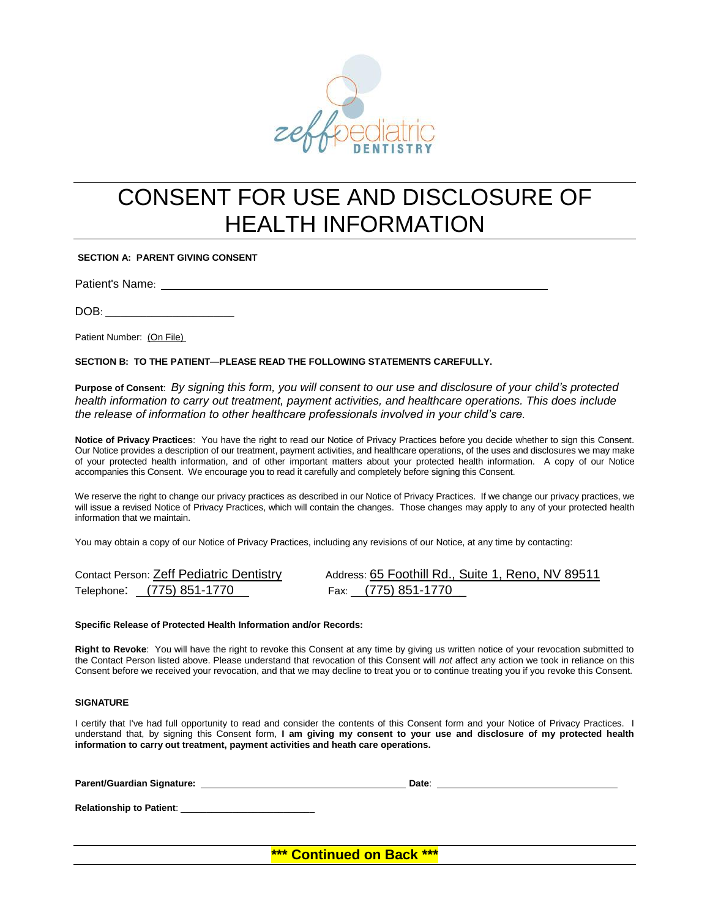zeff pediatric DENTISTRY

# CONSENT FOR USE AND DISCLOSURE OF HEALTH INFORMATION

**SECTION A: PARENT GIVING CONSENT**

Patient's Name: ________________________________________________

DOB: ____________________

Patient Number: (On File)

**SECTION B: TO THE PATIENT—PLEASE READ THE FOLLOWING STATEMENTS CAREFULLY.**

**Purpose of Consent**: *By signing this form, you will consent to our use and disclosure of your child's protected health information to carry out treatment, payment activities, and healthcare operations. This does include the release of information to other healthcare professionals involved in your child's care.*

**Notice of Privacy Practices**: You have the right to read our Notice of Privacy Practices before you decide whether to sign this Consent. Our Notice provides a description of our treatment, payment activities, and healthcare operations, of the uses and disclosures we may make of your protected health information, and of other important matters about your protected health information. A copy of our Notice accompanies this Consent. We encourage you to read it carefully and completely before signing this Consent.

We reserve the right to change our privacy practices as described in our Notice of Privacy Practices. If we change our privacy practices, we will issue a revised Notice of Privacy Practices, which will contain the changes. Those changes may apply to any of your protected health information that we maintain.

You may obtain a copy of our Notice of Privacy Practices, including any revisions of our Notice, at any time by contacting:

Contact Person: Zeff Pediatric Dentistry
Address: 65 Foothill Rd., Suite 1, Reno, NV 89511
Telephone: (775) 851-1770
Fax: (775) 851-1770

**Specific Release of Protected Health Information and/or Records:**

**Right to Revoke**: You will have the right to revoke this Consent at any time by giving us written notice of your revocation submitted to the Contact Person listed above. Please understand that revocation of this Consent will *not* affect any action we took in reliance on this Consent before we received your revocation, and that we may decline to treat you or to continue treating you if you revoke this Consent.

**SIGNATURE**

I certify that I've had full opportunity to read and consider the contents of this Consent form and your Notice of Privacy Practices. I understand that, by signing this Consent form, **I am giving my consent to your use and disclosure of my protected health information to carry out treatment, payment activities and heath care operations.**

**Parent/Guardian Signature:** ______________________________ **Date**: ___________________________

**Relationship to Patient**: ____________________

**\*\*\* Continued on Back \*\*\***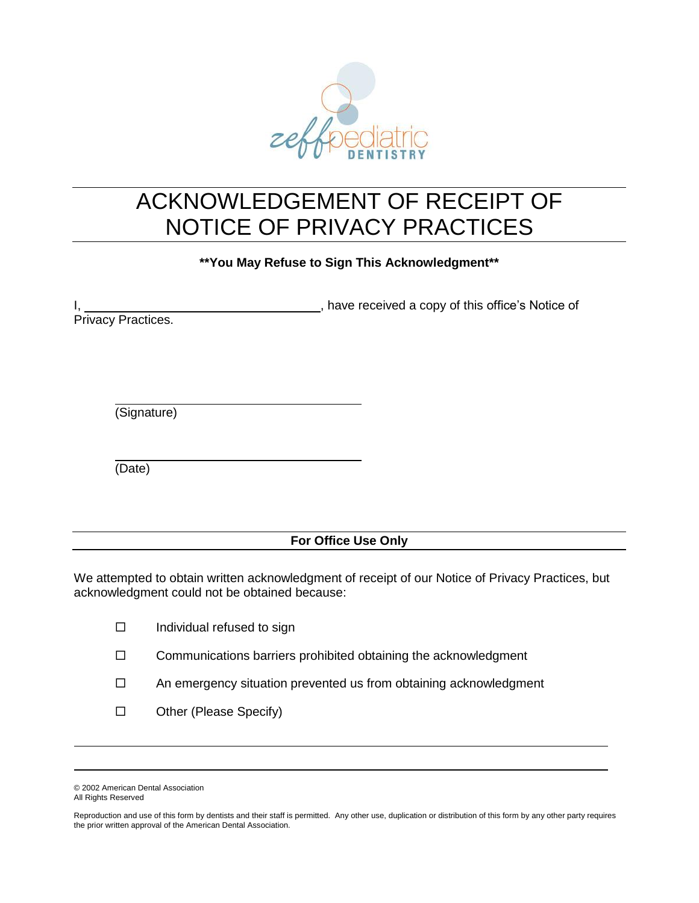zeff pediatric DENTISTRY

# ACKNOWLEDGEMENT OF RECEIPT OF NOTICE OF PRIVACY PRACTICES

**\*\*You May Refuse to Sign This Acknowledgment\*\***

I, ________________________________, have received a copy of this office's Notice of Privacy Practices.

________________________________
(Signature)

________________________________
(Date)

**For Office Use Only**

We attempted to obtain written acknowledgment of receipt of our Notice of Privacy Practices, but acknowledgment could not be obtained because:

- ☐ Individual refused to sign
- ☐ Communications barriers prohibited obtaining the acknowledgment
- ☐ An emergency situation prevented us from obtaining acknowledgment
- ☐ Other (Please Specify)

________________________________________________________________________

________________________________________________________________________

© 2002 American Dental Association
All Rights Reserved

Reproduction and use of this form by dentists and their staff is permitted. Any other use, duplication or distribution of this form by any other party requires the prior written approval of the American Dental Association.